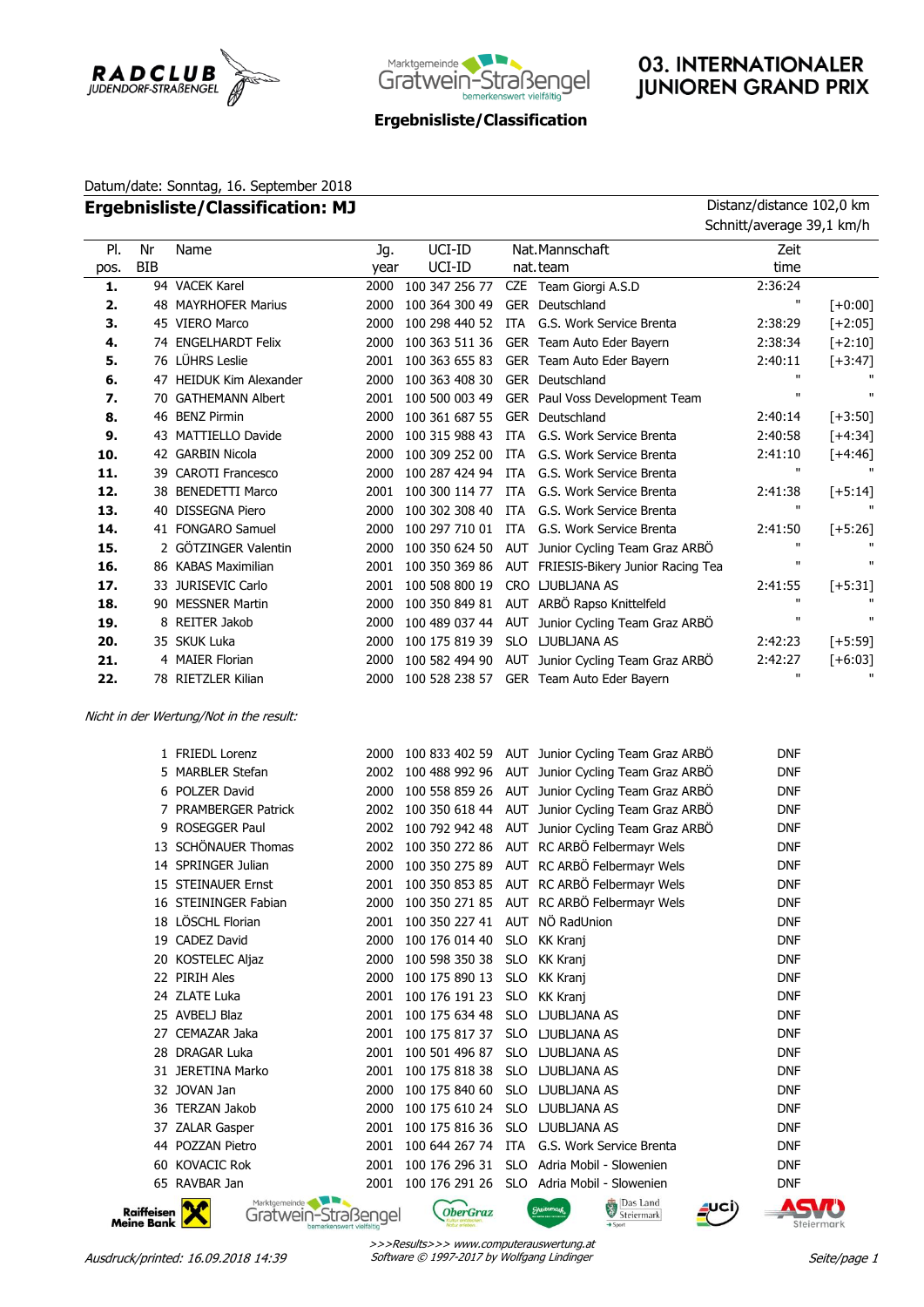RADCLUB JUDENDORF-STRAßENGEL

Marktgemeinde Gratwein-Straßengel bemerkenswert vielfältig

# 03. INTERNATIONALER JUNIOREN GRAND PRIX

**Ergebnisliste/Classification**

Datum/date: Sonntag, 16. September 2018

## Ergebnisliste/Classification: MJ

Distanz/distance 102,0 km
Schnitt/average 39,1 km/h

| Pl. pos. | Nr BIB | Name | Jg. year | UCI-ID UCI-ID | Nat. nat. | Mannschaft team | Zeit time | |
|---|---|---|---|---|---|---|---|---|
| **1.** | 94 | VACEK Karel | 2000 | 100 347 256 77 | CZE | Team Giorgi A.S.D | 2:36:24 | |
| **2.** | 48 | MAYRHOFER Marius | 2000 | 100 364 300 49 | GER | Deutschland | " | [+0:00] |
| **3.** | 45 | VIERO Marco | 2000 | 100 298 440 52 | ITA | G.S. Work Service Brenta | 2:38:29 | [+2:05] |
| **4.** | 74 | ENGELHARDT Felix | 2000 | 100 363 511 36 | GER | Team Auto Eder Bayern | 2:38:34 | [+2:10] |
| **5.** | 76 | LÜHRS Leslie | 2001 | 100 363 655 83 | GER | Team Auto Eder Bayern | 2:40:11 | [+3:47] |
| **6.** | 47 | HEIDUK Kim Alexander | 2000 | 100 363 408 30 | GER | Deutschland | " | " |
| **7.** | 70 | GATHEMANN Albert | 2001 | 100 500 003 49 | GER | Paul Voss Development Team | " | " |
| **8.** | 46 | BENZ Pirmin | 2000 | 100 361 687 55 | GER | Deutschland | 2:40:14 | [+3:50] |
| **9.** | 43 | MATTIELLO Davide | 2000 | 100 315 988 43 | ITA | G.S. Work Service Brenta | 2:40:58 | [+4:34] |
| **10.** | 42 | GARBIN Nicola | 2000 | 100 309 252 00 | ITA | G.S. Work Service Brenta | 2:41:10 | [+4:46] |
| **11.** | 39 | CAROTI Francesco | 2000 | 100 287 424 94 | ITA | G.S. Work Service Brenta | " | " |
| **12.** | 38 | BENEDETTI Marco | 2001 | 100 300 114 77 | ITA | G.S. Work Service Brenta | 2:41:38 | [+5:14] |
| **13.** | 40 | DISSEGNA Piero | 2000 | 100 302 308 40 | ITA | G.S. Work Service Brenta | " | " |
| **14.** | 41 | FONGARO Samuel | 2000 | 100 297 710 01 | ITA | G.S. Work Service Brenta | 2:41:50 | [+5:26] |
| **15.** | 2 | GÖTZINGER Valentin | 2000 | 100 350 624 50 | AUT | Junior Cycling Team Graz ARBÖ | " | " |
| **16.** | 86 | KABAS Maximilian | 2001 | 100 350 369 86 | AUT | FRIESIS-Bikery Junior Racing Tea | " | " |
| **17.** | 33 | JURISEVIC Carlo | 2001 | 100 508 800 19 | CRO | LJUBLJANA AS | 2:41:55 | [+5:31] |
| **18.** | 90 | MESSNER Martin | 2000 | 100 350 849 81 | AUT | ARBÖ Rapso Knittelfeld | " | " |
| **19.** | 8 | REITER Jakob | 2000 | 100 489 037 44 | AUT | Junior Cycling Team Graz ARBÖ | " | " |
| **20.** | 35 | SKUK Luka | 2000 | 100 175 819 39 | SLO | LJUBLJANA AS | 2:42:23 | [+5:59] |
| **21.** | 4 | MAIER Florian | 2000 | 100 582 494 90 | AUT | Junior Cycling Team Graz ARBÖ | 2:42:27 | [+6:03] |
| **22.** | 78 | RIETZLER Kilian | 2000 | 100 528 238 57 | GER | Team Auto Eder Bayern | " | " |

*Nicht in der Wertung/Not in the result:*

| Nr BIB | Name | Jg. year | UCI-ID | Nat. | Mannschaft | |
|---|---|---|---|---|---|---|
| 1 | FRIEDL Lorenz | 2000 | 100 833 402 59 | AUT | Junior Cycling Team Graz ARBÖ | DNF |
| 5 | MARBLER Stefan | 2002 | 100 488 992 96 | AUT | Junior Cycling Team Graz ARBÖ | DNF |
| 6 | POLZER David | 2000 | 100 558 859 26 | AUT | Junior Cycling Team Graz ARBÖ | DNF |
| 7 | PRAMBERGER Patrick | 2002 | 100 350 618 44 | AUT | Junior Cycling Team Graz ARBÖ | DNF |
| 9 | ROSEGGER Paul | 2002 | 100 792 942 48 | AUT | Junior Cycling Team Graz ARBÖ | DNF |
| 13 | SCHÖNAUER Thomas | 2002 | 100 350 272 86 | AUT | RC ARBÖ Felbermayr Wels | DNF |
| 14 | SPRINGER Julian | 2000 | 100 350 275 89 | AUT | RC ARBÖ Felbermayr Wels | DNF |
| 15 | STEINAUER Ernst | 2001 | 100 350 853 85 | AUT | RC ARBÖ Felbermayr Wels | DNF |
| 16 | STEININGER Fabian | 2000 | 100 350 271 85 | AUT | RC ARBÖ Felbermayr Wels | DNF |
| 18 | LÖSCHL Florian | 2001 | 100 350 227 41 | AUT | NÖ RadUnion | DNF |
| 19 | CADEZ David | 2000 | 100 176 014 40 | SLO | KK Kranj | DNF |
| 20 | KOSTELEC Aljaz | 2000 | 100 598 350 38 | SLO | KK Kranj | DNF |
| 22 | PIRIH Ales | 2000 | 100 175 890 13 | SLO | KK Kranj | DNF |
| 24 | ZLATE Luka | 2001 | 100 176 191 23 | SLO | KK Kranj | DNF |
| 25 | AVBELJ Blaz | 2001 | 100 175 634 48 | SLO | LJUBLJANA AS | DNF |
| 27 | CEMAZAR Jaka | 2001 | 100 175 817 37 | SLO | LJUBLJANA AS | DNF |
| 28 | DRAGAR Luka | 2001 | 100 501 496 87 | SLO | LJUBLJANA AS | DNF |
| 31 | JERETINA Marko | 2001 | 100 175 818 38 | SLO | LJUBLJANA AS | DNF |
| 32 | JOVAN Jan | 2000 | 100 175 840 60 | SLO | LJUBLJANA AS | DNF |
| 36 | TERZAN Jakob | 2000 | 100 175 610 24 | SLO | LJUBLJANA AS | DNF |
| 37 | ZALAR Gasper | 2001 | 100 175 816 36 | SLO | LJUBLJANA AS | DNF |
| 44 | POZZAN Pietro | 2001 | 100 644 267 74 | ITA | G.S. Work Service Brenta | DNF |
| 60 | KOVACIC Rok | 2001 | 100 176 296 31 | SLO | Adria Mobil - Slowenien | DNF |
| 65 | RAVBAR Jan | 2001 | 100 176 291 26 | SLO | Adria Mobil - Slowenien | DNF |

>>>Results>>> www.computerauswertung.at
Software © 1997-2017 by Wolfgang Lindinger

Ausdruck/printed: 16.09.2018 14:39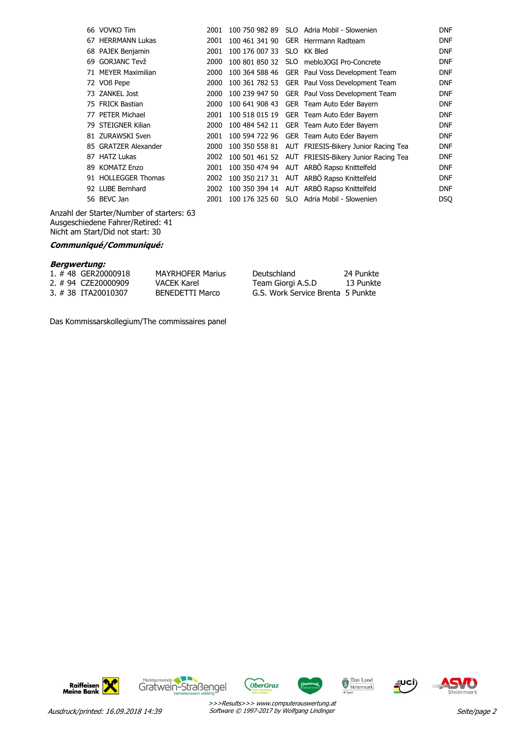| | | | | | | |
|---|---|---|---|---|---|---|
| 66 | VOVKO Tim | 2001 | 100 750 982 89 | SLO | Adria Mobil - Slowenien | DNF |
| 67 | HERRMANN Lukas | 2001 | 100 461 341 90 | GER | Herrmann Radteam | DNF |
| 68 | PAJEK Benjamin | 2001 | 100 176 007 33 | SLO | KK Bled | DNF |
| 69 | GORJANC Tevž | 2000 | 100 801 850 32 | SLO | mebloJOGI Pro-Concrete | DNF |
| 71 | MEYER Maximilian | 2000 | 100 364 588 46 | GER | Paul Voss Development Team | DNF |
| 72 | VOß Pepe | 2000 | 100 361 782 53 | GER | Paul Voss Development Team | DNF |
| 73 | ZANKEL Jost | 2000 | 100 239 947 50 | GER | Paul Voss Development Team | DNF |
| 75 | FRICK Bastian | 2000 | 100 641 908 43 | GER | Team Auto Eder Bayern | DNF |
| 77 | PETER Michael | 2001 | 100 518 015 19 | GER | Team Auto Eder Bayern | DNF |
| 79 | STEIGNER Kilian | 2000 | 100 484 542 11 | GER | Team Auto Eder Bayern | DNF |
| 81 | ZURAWSKI Sven | 2001 | 100 594 722 96 | GER | Team Auto Eder Bayern | DNF |
| 85 | GRATZER Alexander | 2000 | 100 350 558 81 | AUT | FRIESIS-Bikery Junior Racing Tea | DNF |
| 87 | HATZ Lukas | 2002 | 100 501 461 52 | AUT | FRIESIS-Bikery Junior Racing Tea | DNF |
| 89 | KOMATZ Enzo | 2001 | 100 350 474 94 | AUT | ARBÖ Rapso Knittelfeld | DNF |
| 91 | HOLLEGGER Thomas | 2002 | 100 350 217 31 | AUT | ARBÖ Rapso Knittelfeld | DNF |
| 92 | LUBE Bernhard | 2002 | 100 350 394 14 | AUT | ARBÖ Rapso Knittelfeld | DNF |
| 56 | BEVC Jan | 2001 | 100 176 325 60 | SLO | Adria Mobil - Slowenien | DSQ |

Anzahl der Starter/Number of starters: 63
Ausgeschiedene Fahrer/Retired: 41
Nicht am Start/Did not start: 30

***Communiqué/Communiqué:***

***Bergwertung:***

| | | | | |
|---|---|---|---|---|
| 1. # 48 | GER20000918 | MAYRHOFER Marius | Deutschland | 24 Punkte |
| 2. # 94 | CZE20000909 | VACEK Karel | Team Giorgi A.S.D | 13 Punkte |
| 3. # 38 | ITA20010307 | BENEDETTI Marco | G.S. Work Service Brenta | 5 Punkte |

Das Kommissarskollegium/The commissaires panel

>>>Results>>> www.computerauswertung.at
Software © 1997-2017 by Wolfgang Lindinger

*Ausdruck/printed: 16.09.2018 14:39*